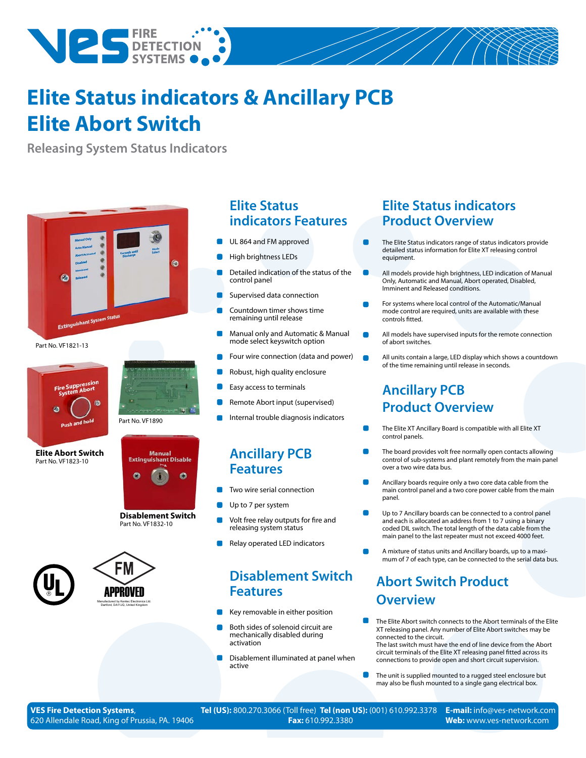# Elite Status indicators & Ancillary PCB
# Elite Abort Switch

Releasing System Status Indicators

Part No. VF1821-13

Part No. VF1890

**Elite Abort Switch**
Part No. VF1823-10

**Disablement Switch**
Part No. VF1832-10

Manufactured by Kentec Electronics Ltd. Dartford, DA1 1JQ, United Kingdom

## Elite Status indicators Features

- UL 864 and FM approved
- High brightness LEDs
- Detailed indication of the status of the control panel
- Supervised data connection
- Countdown timer shows time remaining until release
- Manual only and Automatic & Manual mode select keyswitch option
- Four wire connection (data and power)
- Robust, high quality enclosure
- Easy access to terminals
- Remote Abort input (supervised)
- Internal trouble diagnosis indicators

## Ancillary PCB Features

- Two wire serial connection
- Up to 7 per system
- Volt free relay outputs for fire and releasing system status
- Relay operated LED indicators

## Disablement Switch Features

- Key removable in either position
- Both sides of solenoid circuit are mechanically disabled during activation
- Disablement illuminated at panel when active

## Elite Status indicators Product Overview

- The Elite Status indicators range of status indicators provide detailed status information for Elite XT releasing control equipment.
- All models provide high brightness, LED indication of Manual Only, Automatic and Manual, Abort operated, Disabled, Imminent and Released conditions.
- For systems where local control of the Automatic/Manual mode control are required, units are available with these controls fitted.
- All models have supervised inputs for the remote connection of abort switches.
- All units contain a large, LED display which shows a countdown of the time remaining until release in seconds.

## Ancillary PCB Product Overview

- The Elite XT Ancillary Board is compatible with all Elite XT control panels.
- The board provides volt free normally open contacts allowing control of sub-systems and plant remotely from the main panel over a two wire data bus.
- Ancillary boards require only a two core data cable from the main control panel and a two core power cable from the main panel.
- Up to 7 Ancillary boards can be connected to a control panel and each is allocated an address from 1 to 7 using a binary coded DIL switch. The total length of the data cable from the main panel to the last repeater must not exceed 4000 feet.
- A mixture of status units and Ancillary boards, up to a maximum of 7 of each type, can be connected to the serial data bus.

## Abort Switch Product Overview

- The Elite Abort switch connects to the Abort terminals of the Elite XT releasing panel. Any number of Elite Abort switches may be connected to the circuit. The last switch must have the end of line device from the Abort circuit terminals of the Elite XT releasing panel fitted across its connections to provide open and short circuit supervision.
- The unit is supplied mounted to a rugged steel enclosure but may also be flush mounted to a single gang electrical box.

**VES Fire Detection Systems**, 620 Allendale Road, King of Prussia, PA. 19406
**Tel (US):** 800.270.3066 (Toll free) **Tel (non US):** (001) 610.992.3378 **Fax:** 610.992.3380
**E-mail:** info@ves-network.com **Web:** www.ves-network.com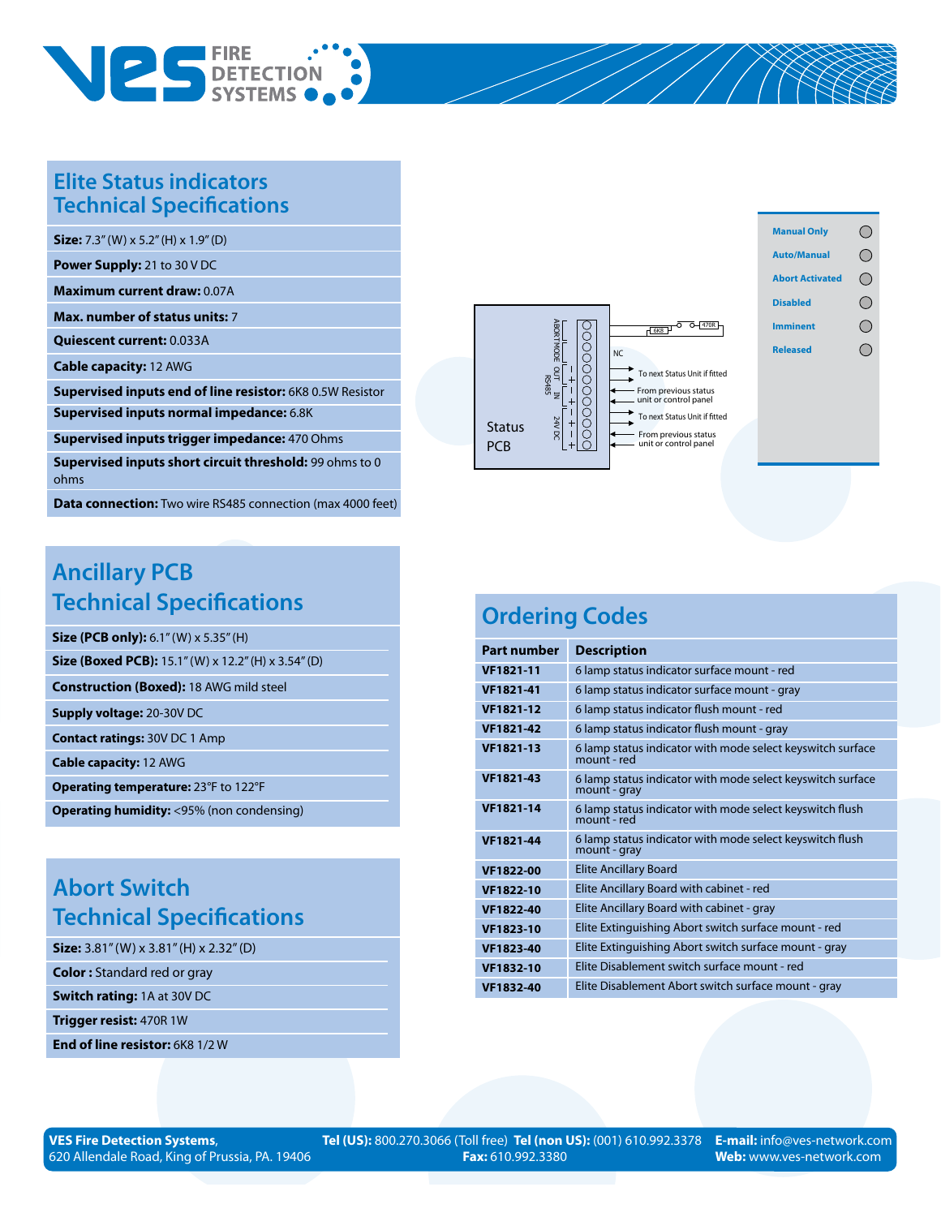## Elite Status indicators Technical Specifications

**Size:** 7.3" (W) x 5.2" (H) x 1.9" (D)

**Power Supply:** 21 to 30 V DC

**Maximum current draw:** 0.07A

**Max. number of status units:** 7

**Quiescent current:** 0.033A

**Cable capacity:** 12 AWG

**Supervised inputs end of line resistor:** 6K8 0.5W Resistor

**Supervised inputs normal impedance:** 6.8K

**Supervised inputs trigger impedance:** 470 Ohms

**Supervised inputs short circuit threshold:** 99 ohms to 0 ohms

**Data connection:** Two wire RS485 connection (max 4000 feet)

Status PCB

ABORT MODE

OUT

IN

RS485

24V DC

NC

6K8

470R

To next Status Unit if fitted

From previous status unit or control panel

To next Status Unit if fitted

From previous status unit or control panel

Manual Only

Auto/Manual

Abort Activated

Disabled

Imminent

Released

## Ancillary PCB Technical Specifications

**Size (PCB only):** 6.1" (W) x 5.35" (H)

**Size (Boxed PCB):** 15.1" (W) x 12.2" (H) x 3.54" (D)

**Construction (Boxed):** 18 AWG mild steel

**Supply voltage:** 20-30V DC

**Contact ratings:** 30V DC 1 Amp

**Cable capacity:** 12 AWG

**Operating temperature:** 23°F to 122°F

**Operating humidity:** <95% (non condensing)

## Abort Switch Technical Specifications

**Size:** 3.81" (W) x 3.81" (H) x 2.32" (D)

**Color :** Standard red or gray

**Switch rating:** 1A at 30V DC

**Trigger resist:** 470R 1W

**End of line resistor:** 6K8 1/2 W

## Ordering Codes

| Part number | Description |
|---|---|
| VF1821-11 | 6 lamp status indicator surface mount - red |
| VF1821-41 | 6 lamp status indicator surface mount - gray |
| VF1821-12 | 6 lamp status indicator flush mount - red |
| VF1821-42 | 6 lamp status indicator flush mount - gray |
| VF1821-13 | 6 lamp status indicator with mode select keyswitch surface mount - red |
| VF1821-43 | 6 lamp status indicator with mode select keyswitch surface mount - gray |
| VF1821-14 | 6 lamp status indicator with mode select keyswitch flush mount - red |
| VF1821-44 | 6 lamp status indicator with mode select keyswitch flush mount - gray |
| VF1822-00 | Elite Ancillary Board |
| VF1822-10 | Elite Ancillary Board with cabinet - red |
| VF1822-40 | Elite Ancillary Board with cabinet - gray |
| VF1823-10 | Elite Extinguishing Abort switch surface mount - red |
| VF1823-40 | Elite Extinguishing Abort switch surface mount - gray |
| VF1832-10 | Elite Disablement switch surface mount - red |
| VF1832-40 | Elite Disablement Abort switch surface mount - gray |

**VES Fire Detection Systems**, 620 Allendale Road, King of Prussia, PA. 19406

**Tel (US):** 800.270.3066 (Toll free) **Tel (non US):** (001) 610.992.3378 **Fax:** 610.992.3380

**E-mail:** info@ves-network.com **Web:** www.ves-network.com